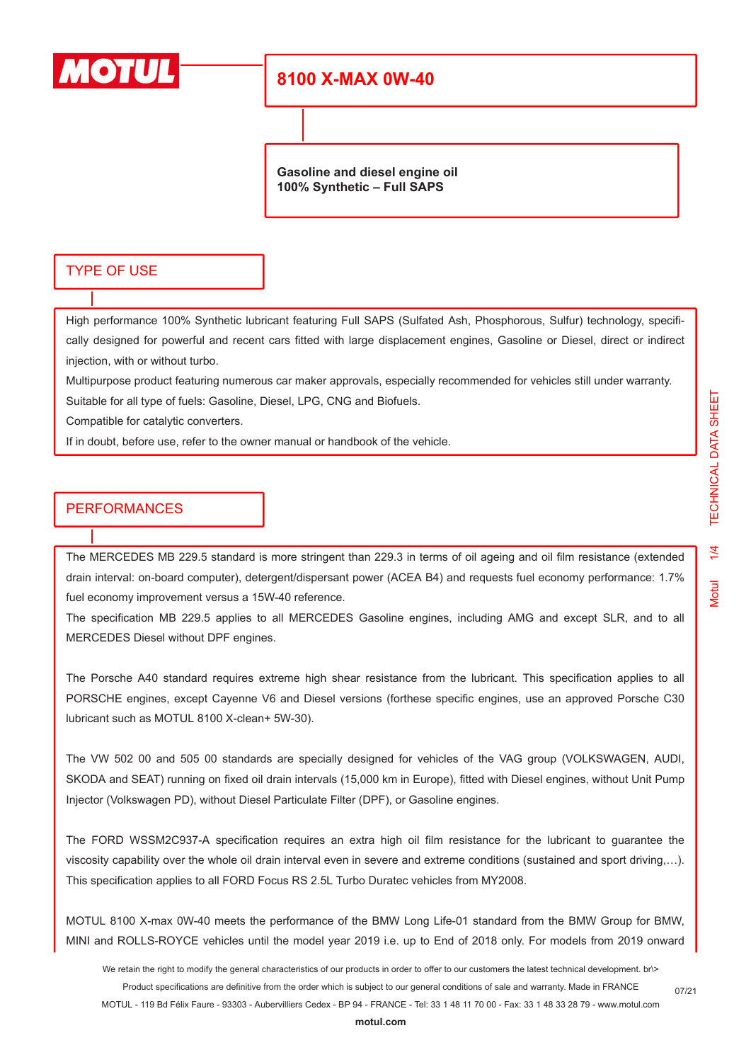# 8100 X-MAX 0W-40

**Gasoline and diesel engine oil**
**100% Synthetic – Full SAPS**

## TYPE OF USE

High performance 100% Synthetic lubricant featuring Full SAPS (Sulfated Ash, Phosphorous, Sulfur) technology, specifically designed for powerful and recent cars fitted with large displacement engines, Gasoline or Diesel, direct or indirect injection, with or without turbo.

Multipurpose product featuring numerous car maker approvals, especially recommended for vehicles still under warranty.

Suitable for all type of fuels: Gasoline, Diesel, LPG, CNG and Biofuels.

Compatible for catalytic converters.

If in doubt, before use, refer to the owner manual or handbook of the vehicle.

## PERFORMANCES

The MERCEDES MB 229.5 standard is more stringent than 229.3 in terms of oil ageing and oil film resistance (extended drain interval: on-board computer), detergent/dispersant power (ACEA B4) and requests fuel economy performance: 1.7% fuel economy improvement versus a 15W-40 reference.

The specification MB 229.5 applies to all MERCEDES Gasoline engines, including AMG and except SLR, and to all MERCEDES Diesel without DPF engines.

The Porsche A40 standard requires extreme high shear resistance from the lubricant. This specification applies to all PORSCHE engines, except Cayenne V6 and Diesel versions (forthese specific engines, use an approved Porsche C30 lubricant such as MOTUL 8100 X-clean+ 5W-30).

The VW 502 00 and 505 00 standards are specially designed for vehicles of the VAG group (VOLKSWAGEN, AUDI, SKODA and SEAT) running on fixed oil drain intervals (15,000 km in Europe), fitted with Diesel engines, without Unit Pump Injector (Volkswagen PD), without Diesel Particulate Filter (DPF), or Gasoline engines.

The FORD WSSM2C937-A specification requires an extra high oil film resistance for the lubricant to guarantee the viscosity capability over the whole oil drain interval even in severe and extreme conditions (sustained and sport driving,…). This specification applies to all FORD Focus RS 2.5L Turbo Duratec vehicles from MY2008.

MOTUL 8100 X-max 0W-40 meets the performance of the BMW Long Life-01 standard from the BMW Group for BMW, MINI and ROLLS-ROYCE vehicles until the model year 2019 i.e. up to End of 2018 only. For models from 2019 onward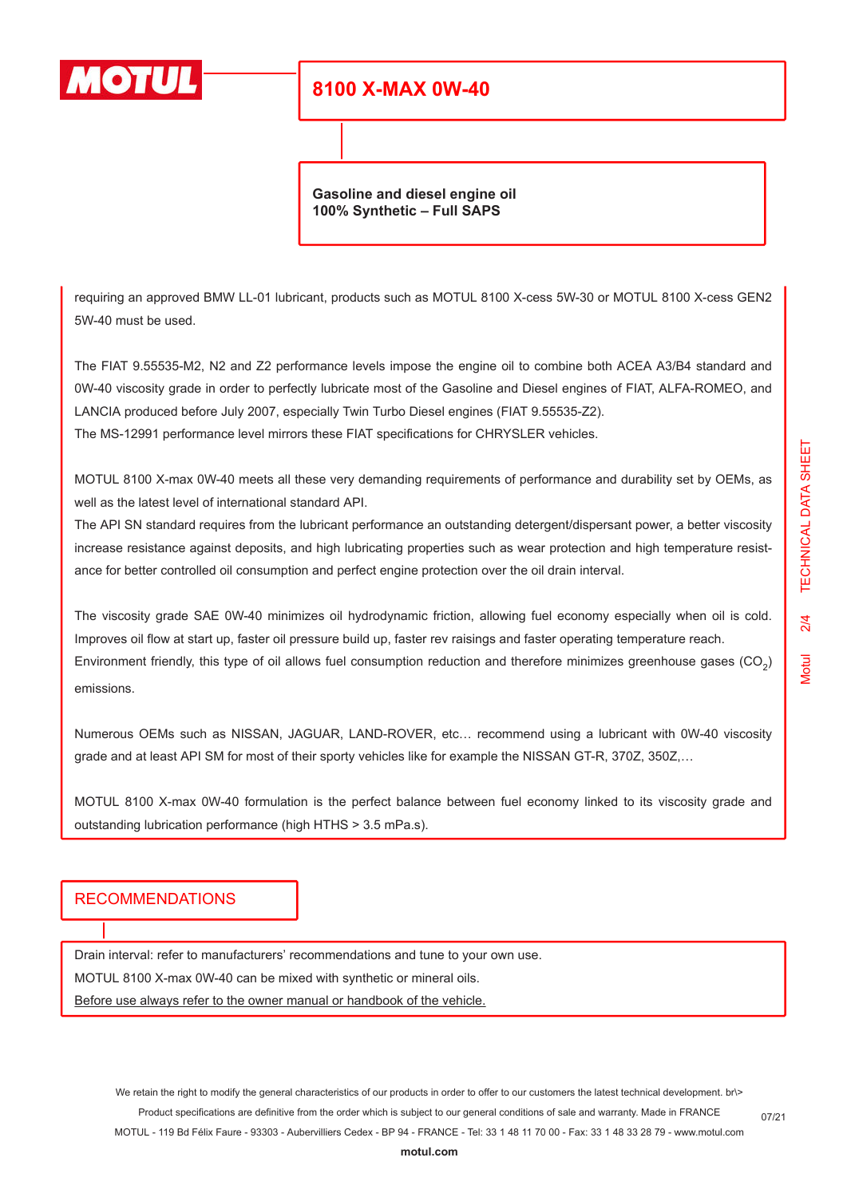# 8100 X-MAX 0W-40

**Gasoline and diesel engine oil**
**100% Synthetic – Full SAPS**

requiring an approved BMW LL-01 lubricant, products such as MOTUL 8100 X-cess 5W-30 or MOTUL 8100 X-cess GEN2 5W-40 must be used.

The FIAT 9.55535-M2, N2 and Z2 performance levels impose the engine oil to combine both ACEA A3/B4 standard and 0W-40 viscosity grade in order to perfectly lubricate most of the Gasoline and Diesel engines of FIAT, ALFA-ROMEO, and LANCIA produced before July 2007, especially Twin Turbo Diesel engines (FIAT 9.55535-Z2).
The MS-12991 performance level mirrors these FIAT specifications for CHRYSLER vehicles.

MOTUL 8100 X-max 0W-40 meets all these very demanding requirements of performance and durability set by OEMs, as well as the latest level of international standard API.
The API SN standard requires from the lubricant performance an outstanding detergent/dispersant power, a better viscosity increase resistance against deposits, and high lubricating properties such as wear protection and high temperature resistance for better controlled oil consumption and perfect engine protection over the oil drain interval.

The viscosity grade SAE 0W-40 minimizes oil hydrodynamic friction, allowing fuel economy especially when oil is cold. Improves oil flow at start up, faster oil pressure build up, faster rev raisings and faster operating temperature reach.
Environment friendly, this type of oil allows fuel consumption reduction and therefore minimizes greenhouse gases ($CO_2$) emissions.

Numerous OEMs such as NISSAN, JAGUAR, LAND-ROVER, etc… recommend using a lubricant with 0W-40 viscosity grade and at least API SM for most of their sporty vehicles like for example the NISSAN GT-R, 370Z, 350Z,…

MOTUL 8100 X-max 0W-40 formulation is the perfect balance between fuel economy linked to its viscosity grade and outstanding lubrication performance (high HTHS > 3.5 mPa.s).

## RECOMMENDATIONS

Drain interval: refer to manufacturers' recommendations and tune to your own use.
MOTUL 8100 X-max 0W-40 can be mixed with synthetic or mineral oils.
Before use always refer to the owner manual or handbook of the vehicle.

We retain the right to modify the general characteristics of our products in order to offer to our customers the latest technical development. br\>
Product specifications are definitive from the order which is subject to our general conditions of sale and warranty. Made in FRANCE
MOTUL - 119 Bd Félix Faure - 93303 - Aubervilliers Cedex - BP 94 - FRANCE - Tel: 33 1 48 11 70 00 - Fax: 33 1 48 33 28 79 - www.motul.com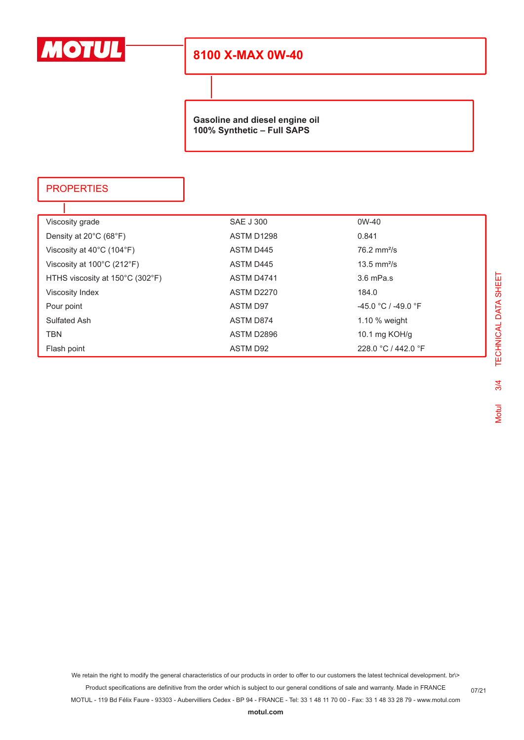# 8100 X-MAX 0W-40

**Gasoline and diesel engine oil**
**100% Synthetic – Full SAPS**

## PROPERTIES

| | | |
|---|---|---|
| Viscosity grade | SAE J 300 | 0W-40 |
| Density at 20°C (68°F) | ASTM D1298 | 0.841 |
| Viscosity at 40°C (104°F) | ASTM D445 | 76.2 mm²/s |
| Viscosity at 100°C (212°F) | ASTM D445 | 13.5 mm²/s |
| HTHS viscosity at 150°C (302°F) | ASTM D4741 | 3.6 mPa.s |
| Viscosity Index | ASTM D2270 | 184.0 |
| Pour point | ASTM D97 | -45.0 °C / -49.0 °F |
| Sulfated Ash | ASTM D874 | 1.10 % weight |
| TBN | ASTM D2896 | 10.1 mg KOH/g |
| Flash point | ASTM D92 | 228.0 °C / 442.0 °F |

We retain the right to modify the general characteristics of our products in order to offer to our customers the latest technical development. br\>
Product specifications are definitive from the order which is subject to our general conditions of sale and warranty. Made in FRANCE
MOTUL - 119 Bd Félix Faure - 93303 - Aubervilliers Cedex - BP 94 - FRANCE - Tel: 33 1 48 11 70 00 - Fax: 33 1 48 33 28 79 - www.motul.com

07/21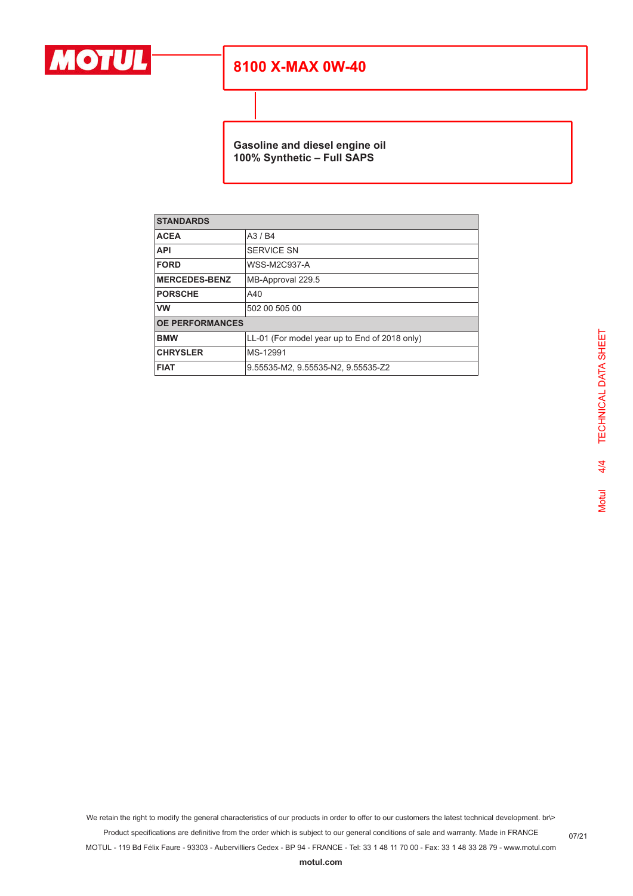# 8100 X-MAX 0W-40

**Gasoline and diesel engine oil**
**100% Synthetic – Full SAPS**

| STANDARDS | |
|---|---|
| **ACEA** | A3 / B4 |
| **API** | SERVICE SN |
| **FORD** | WSS-M2C937-A |
| **MERCEDES-BENZ** | MB-Approval 229.5 |
| **PORSCHE** | A40 |
| **VW** | 502 00 505 00 |
| **OE PERFORMANCES** | |
| **BMW** | LL-01 (For model year up to End of 2018 only) |
| **CHRYSLER** | MS-12991 |
| **FIAT** | 9.55535-M2, 9.55535-N2, 9.55535-Z2 |

We retain the right to modify the general characteristics of our products in order to offer to our customers the latest technical development. br\>
Product specifications are definitive from the order which is subject to our general conditions of sale and warranty. Made in FRANCE

MOTUL - 119 Bd Félix Faure - 93303 - Aubervilliers Cedex - BP 94 - FRANCE - Tel: 33 1 48 11 70 00 - Fax: 33 1 48 33 28 79 - www.motul.com

07/21

**motul.com**